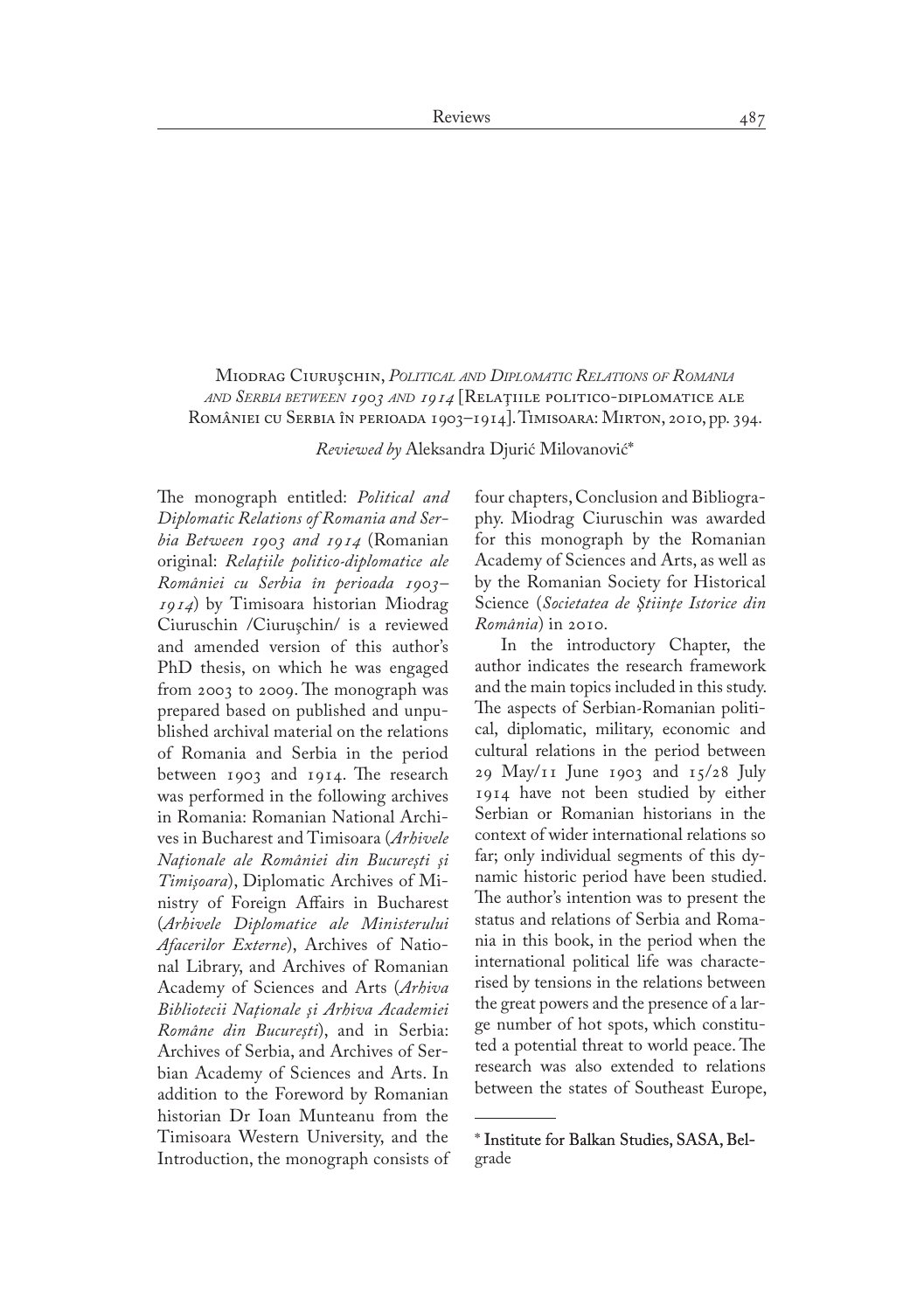Miodrag Ciurușchin, *Political and Diplomatic Relations of Romania and Serbia between 1903 and 1914* [Relațiile politico-diplomatice ale României cu Serbia în perioada 1903–1914]. Timisoara: Mirton, 2010, pp. 394.

*Reviewed by* Aleksandra Djurić Milovanović*

The monograph entitled: *Political and Diplomatic Relations of Romania and Serbia Between 1903 and 1914* (Romanian original: *Relațiile politico-diplomatice ale României cu Serbia în perioada 1903–1914*) by Timisoara historian Miodrag Ciuruschin /Ciurușchin/ is a reviewed and amended version of this author's PhD thesis, on which he was engaged from 2003 to 2009. The monograph was prepared based on published and unpublished archival material on the relations of Romania and Serbia in the period between 1903 and 1914. The research was performed in the following archives in Romania: Romanian National Archives in Bucharest and Timisoara (*Arhivele Naționale ale României din București și Timișoara*), Diplomatic Archives of Ministry of Foreign Affairs in Bucharest (*Arhivele Diplomatice ale Ministerului Afacerilor Externe*), Archives of National Library, and Archives of Romanian Academy of Sciences and Arts (*Arhiva Bibliotecii Naționale și Arhiva Academiei Române din București*), and in Serbia: Archives of Serbia, and Archives of Serbian Academy of Sciences and Arts. In addition to the Foreword by Romanian historian Dr Ioan Munteanu from the Timisoara Western University, and the Introduction, the monograph consists of four chapters, Conclusion and Bibliography. Miodrag Ciuruschin was awarded for this monograph by the Romanian Academy of Sciences and Arts, as well as by the Romanian Society for Historical Science (*Societatea de Științe Istorice din România*) in 2010.

In the introductory Chapter, the author indicates the research framework and the main topics included in this study. The aspects of Serbian-Romanian political, diplomatic, military, economic and cultural relations in the period between 29 May/11 June 1903 and 15/28 July 1914 have not been studied by either Serbian or Romanian historians in the context of wider international relations so far; only individual segments of this dynamic historic period have been studied. The author's intention was to present the status and relations of Serbia and Romania in this book, in the period when the international political life was characterised by tensions in the relations between the great powers and the presence of a large number of hot spots, which constituted a potential threat to world peace. The research was also extended to relations between the states of Southeast Europe,

---

* Institute for Balkan Studies, SASA, Belgrade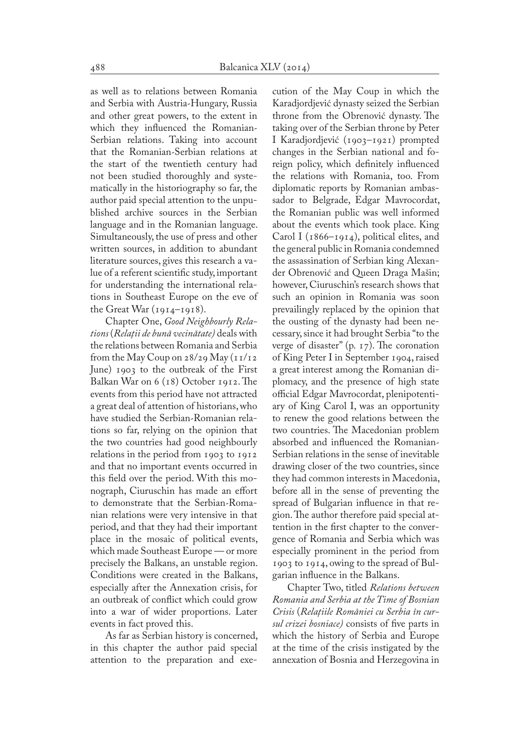as well as to relations between Romania and Serbia with Austria-Hungary, Russia and other great powers, to the extent in which they influenced the Romanian-Serbian relations. Taking into account that the Romanian-Serbian relations at the start of the twentieth century had not been studied thoroughly and systematically in the historiography so far, the author paid special attention to the unpublished archive sources in the Serbian language and in the Romanian language. Simultaneously, the use of press and other written sources, in addition to abundant literature sources, gives this research a value of a referent scientific study, important for understanding the international relations in Southeast Europe on the eve of the Great War (1914–1918).

Chapter One, *Good Neighbourly Relations* (*Relaţii de bună vecinătate)* deals with the relations between Romania and Serbia from the May Coup on 28/29 May (11/12 June) 1903 to the outbreak of the First Balkan War on 6 (18) October 1912. The events from this period have not attracted a great deal of attention of historians, who have studied the Serbian-Romanian relations so far, relying on the opinion that the two countries had good neighbourly relations in the period from 1903 to 1912 and that no important events occurred in this field over the period. With this monograph, Ciuruschin has made an effort to demonstrate that the Serbian-Romanian relations were very intensive in that period, and that they had their important place in the mosaic of political events, which made Southeast Europe — or more precisely the Balkans, an unstable region. Conditions were created in the Balkans, especially after the Annexation crisis, for an outbreak of conflict which could grow into a war of wider proportions. Later events in fact proved this.

As far as Serbian history is concerned, in this chapter the author paid special attention to the preparation and execution of the May Coup in which the Karadjordjević dynasty seized the Serbian throne from the Obrenović dynasty. The taking over of the Serbian throne by Peter I Karadjordjević (1903–1921) prompted changes in the Serbian national and foreign policy, which definitely influenced the relations with Romania, too. From diplomatic reports by Romanian ambassador to Belgrade, Edgar Mavrocordat, the Romanian public was well informed about the events which took place. King Carol I (1866–1914), political elites, and the general public in Romania condemned the assassination of Serbian king Alexander Obrenović and Queen Draga Mašin; however, Ciuruschin's research shows that such an opinion in Romania was soon prevailingly replaced by the opinion that the ousting of the dynasty had been necessary, since it had brought Serbia "to the verge of disaster" (p. 17). The coronation of King Peter I in September 1904, raised a great interest among the Romanian diplomacy, and the presence of high state official Edgar Mavrocordat, plenipotentiary of King Carol I, was an opportunity to renew the good relations between the two countries. The Macedonian problem absorbed and influenced the Romanian-Serbian relations in the sense of inevitable drawing closer of the two countries, since they had common interests in Macedonia, before all in the sense of preventing the spread of Bulgarian influence in that region. The author therefore paid special attention in the first chapter to the convergence of Romania and Serbia which was especially prominent in the period from 1903 to 1914, owing to the spread of Bulgarian influence in the Balkans.

Chapter Two, titled *Relations between Romania and Serbia at the Time of Bosnian Crisis* (*Relaţiile României cu Serbia în cursul crizei bosniace)* consists of five parts in which the history of Serbia and Europe at the time of the crisis instigated by the annexation of Bosnia and Herzegovina in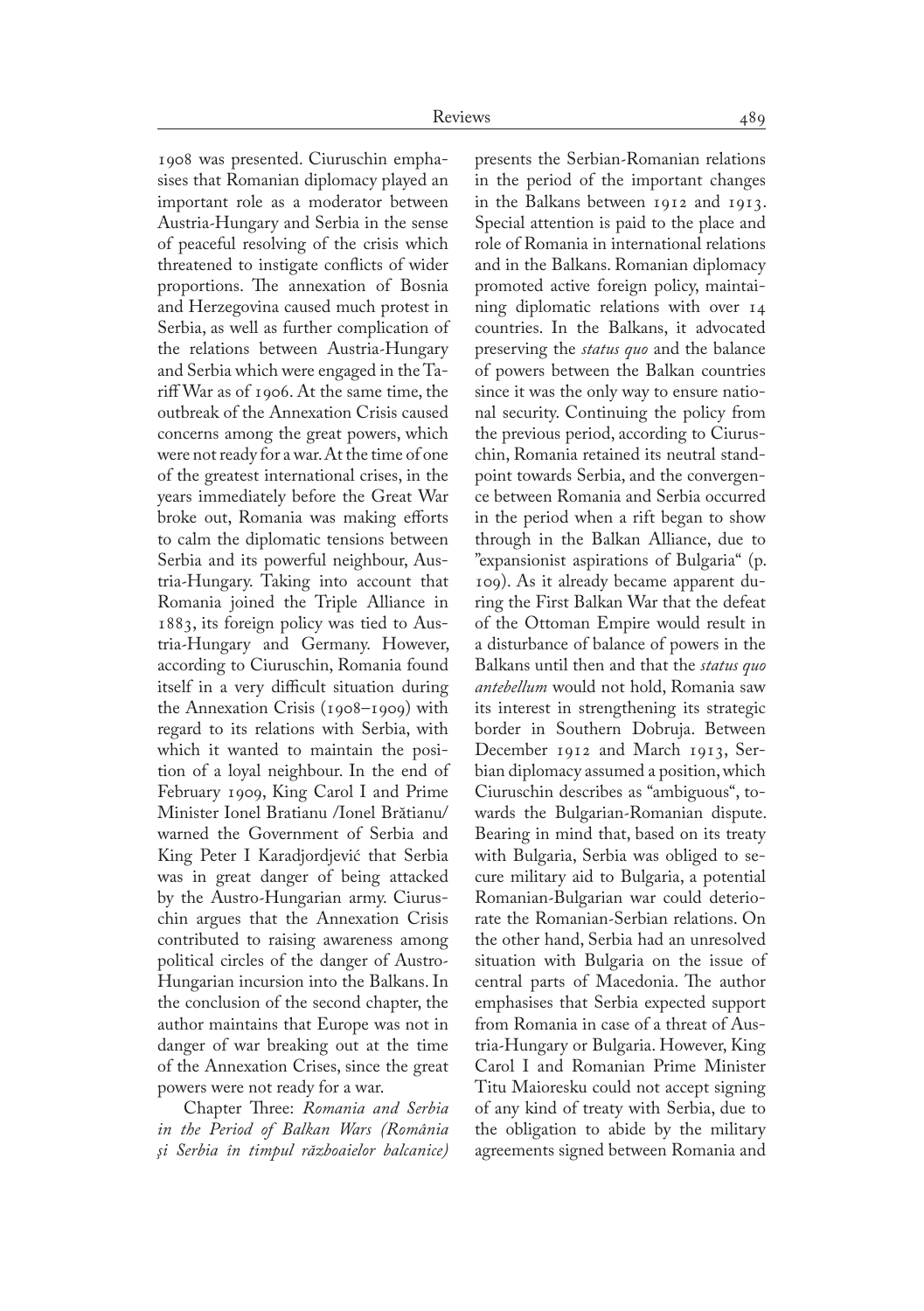1908 was presented. Ciuruschin emphasises that Romanian diplomacy played an important role as a moderator between Austria-Hungary and Serbia in the sense of peaceful resolving of the crisis which threatened to instigate conflicts of wider proportions. The annexation of Bosnia and Herzegovina caused much protest in Serbia, as well as further complication of the relations between Austria-Hungary and Serbia which were engaged in the Tariff War as of 1906. At the same time, the outbreak of the Annexation Crisis caused concerns among the great powers, which were not ready for a war. At the time of one of the greatest international crises, in the years immediately before the Great War broke out, Romania was making efforts to calm the diplomatic tensions between Serbia and its powerful neighbour, Austria-Hungary. Taking into account that Romania joined the Triple Alliance in 1883, its foreign policy was tied to Austria-Hungary and Germany. However, according to Ciuruschin, Romania found itself in a very difficult situation during the Annexation Crisis (1908–1909) with regard to its relations with Serbia, with which it wanted to maintain the position of a loyal neighbour. In the end of February 1909, King Carol I and Prime Minister Ionel Bratianu /Ionel Brătianu/ warned the Government of Serbia and King Peter I Karadjordjević that Serbia was in great danger of being attacked by the Austro-Hungarian army. Ciuruschin argues that the Annexation Crisis contributed to raising awareness among political circles of the danger of Austro-Hungarian incursion into the Balkans. In the conclusion of the second chapter, the author maintains that Europe was not in danger of war breaking out at the time of the Annexation Crises, since the great powers were not ready for a war.

Chapter Three: *Romania and Serbia in the Period of Balkan Wars (România şi Serbia în timpul războaielor balcanice)* presents the Serbian-Romanian relations in the period of the important changes in the Balkans between 1912 and 1913. Special attention is paid to the place and role of Romania in international relations and in the Balkans. Romanian diplomacy promoted active foreign policy, maintaining diplomatic relations with over 14 countries. In the Balkans, it advocated preserving the *status quo* and the balance of powers between the Balkan countries since it was the only way to ensure national security. Continuing the policy from the previous period, according to Ciuruschin, Romania retained its neutral standpoint towards Serbia, and the convergence between Romania and Serbia occurred in the period when a rift began to show through in the Balkan Alliance, due to "expansionist aspirations of Bulgaria" (p. 109). As it already became apparent during the First Balkan War that the defeat of the Ottoman Empire would result in a disturbance of balance of powers in the Balkans until then and that the *status quo antebellum* would not hold, Romania saw its interest in strengthening its strategic border in Southern Dobruja. Between December 1912 and March 1913, Serbian diplomacy assumed a position, which Ciuruschin describes as "ambiguous", towards the Bulgarian-Romanian dispute. Bearing in mind that, based on its treaty with Bulgaria, Serbia was obliged to secure military aid to Bulgaria, a potential Romanian-Bulgarian war could deteriorate the Romanian-Serbian relations. On the other hand, Serbia had an unresolved situation with Bulgaria on the issue of central parts of Macedonia. The author emphasises that Serbia expected support from Romania in case of a threat of Austria-Hungary or Bulgaria. However, King Carol I and Romanian Prime Minister Titu Maioresku could not accept signing of any kind of treaty with Serbia, due to the obligation to abide by the military agreements signed between Romania and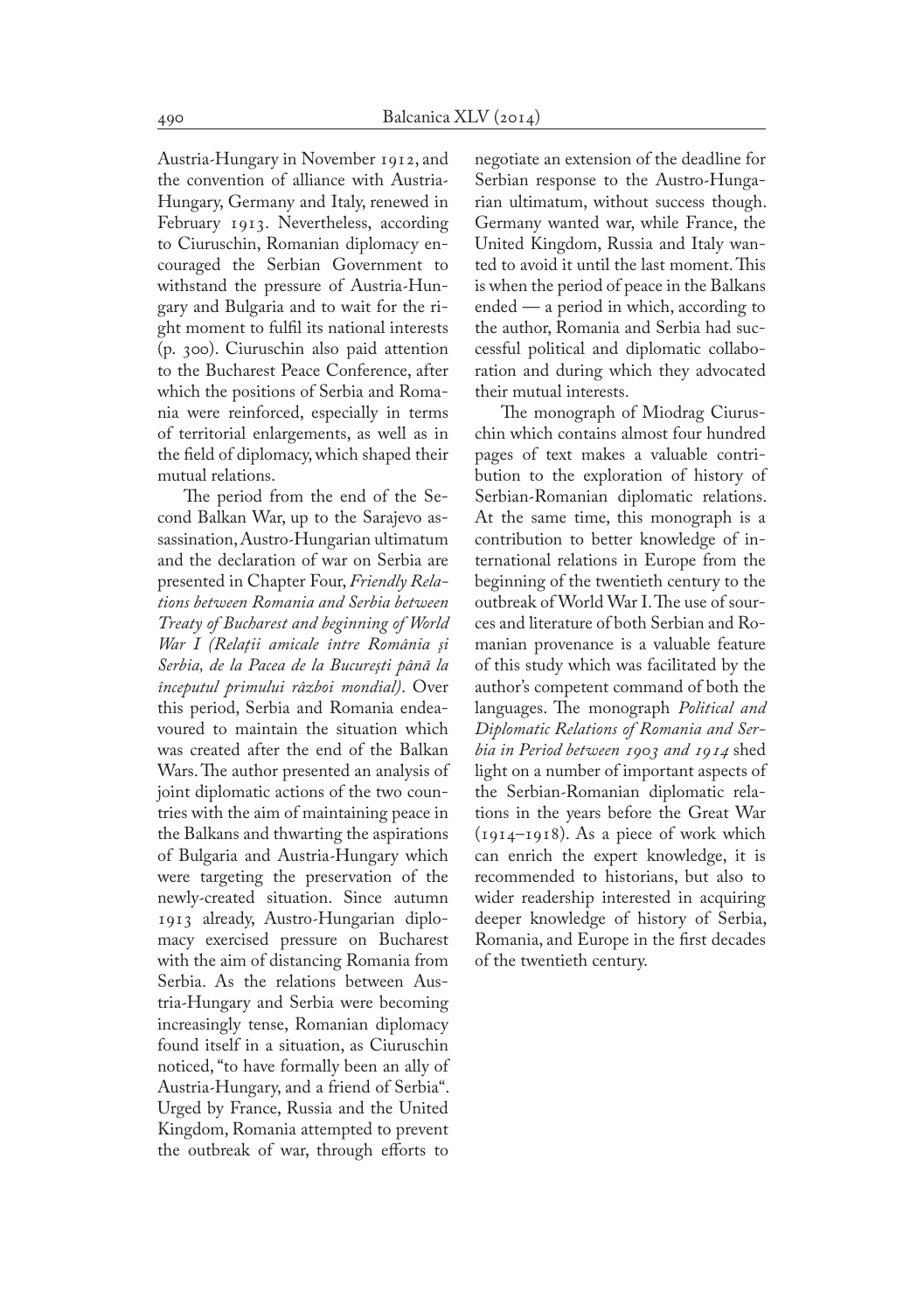Austria-Hungary in November 1912, and the convention of alliance with Austria-Hungary, Germany and Italy, renewed in February 1913. Nevertheless, according to Ciuruschin, Romanian diplomacy encouraged the Serbian Government to withstand the pressure of Austria-Hungary and Bulgaria and to wait for the right moment to fulfil its national interests (p. 300). Ciuruschin also paid attention to the Bucharest Peace Conference, after which the positions of Serbia and Romania were reinforced, especially in terms of territorial enlargements, as well as in the field of diplomacy, which shaped their mutual relations.

The period from the end of the Second Balkan War, up to the Sarajevo assassination, Austro-Hungarian ultimatum and the declaration of war on Serbia are presented in Chapter Four, *Friendly Relations between Romania and Serbia between Treaty of Bucharest and beginning of World War I (Relaţii amicale între România şi Serbia, de la Pacea de la Bucureşti până la începutul primului război mondial)*. Over this period, Serbia and Romania endeavoured to maintain the situation which was created after the end of the Balkan Wars. The author presented an analysis of joint diplomatic actions of the two countries with the aim of maintaining peace in the Balkans and thwarting the aspirations of Bulgaria and Austria-Hungary which were targeting the preservation of the newly-created situation. Since autumn 1913 already, Austro-Hungarian diplomacy exercised pressure on Bucharest with the aim of distancing Romania from Serbia. As the relations between Austria-Hungary and Serbia were becoming increasingly tense, Romanian diplomacy found itself in a situation, as Ciuruschin noticed, "to have formally been an ally of Austria-Hungary, and a friend of Serbia". Urged by France, Russia and the United Kingdom, Romania attempted to prevent the outbreak of war, through efforts to negotiate an extension of the deadline for Serbian response to the Austro-Hungarian ultimatum, without success though. Germany wanted war, while France, the United Kingdom, Russia and Italy wanted to avoid it until the last moment. This is when the period of peace in the Balkans ended — a period in which, according to the author, Romania and Serbia had successful political and diplomatic collaboration and during which they advocated their mutual interests.

The monograph of Miodrag Ciuruschin which contains almost four hundred pages of text makes a valuable contribution to the exploration of history of Serbian-Romanian diplomatic relations. At the same time, this monograph is a contribution to better knowledge of international relations in Europe from the beginning of the twentieth century to the outbreak of World War I. The use of sources and literature of both Serbian and Romanian provenance is a valuable feature of this study which was facilitated by the author's competent command of both the languages. The monograph *Political and Diplomatic Relations of Romania and Serbia in Period between 1903 and 1914* shed light on a number of important aspects of the Serbian-Romanian diplomatic relations in the years before the Great War (1914–1918). As a piece of work which can enrich the expert knowledge, it is recommended to historians, but also to wider readership interested in acquiring deeper knowledge of history of Serbia, Romania, and Europe in the first decades of the twentieth century.